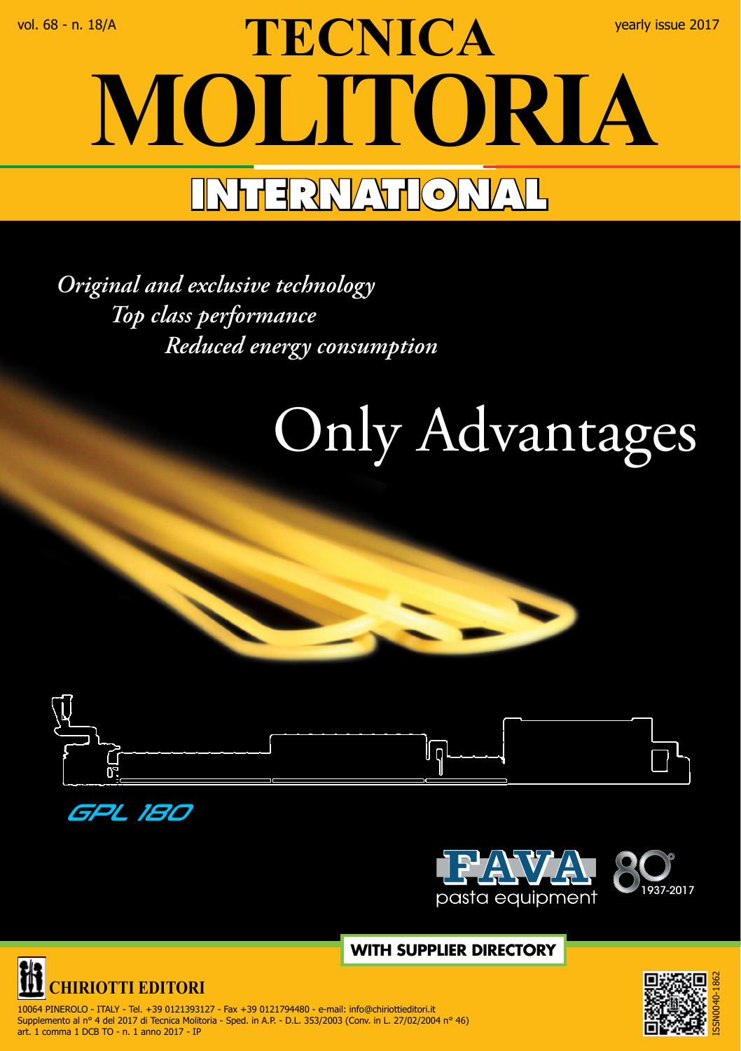vol. 68 - n. 18/A

yearly issue 2017

# TECNICA MOLITORIA INTERNATIONAL

*Original and exclusive technology*
*Top class performance*
*Reduced energy consumption*

## Only Advantages

GPL 180

FAVA pasta equipment 80 1937-2017

**WITH SUPPLIER DIRECTORY**

**CHIRIOTTI EDITORI**

10064 PINEROLO - ITALY - Tel. +39 0121393127 - Fax +39 0121794480 - e-mail: info@chiriottieditori.it
Supplemento al n° 4 del 2017 di Tecnica Molitoria - Sped. in A.P. - D.L. 353/2003 (Conv. in L. 27/02/2004 n° 46)
art. 1 comma 1 DCB TO - n. 1 anno 2017 - IP

ISSN0040-1862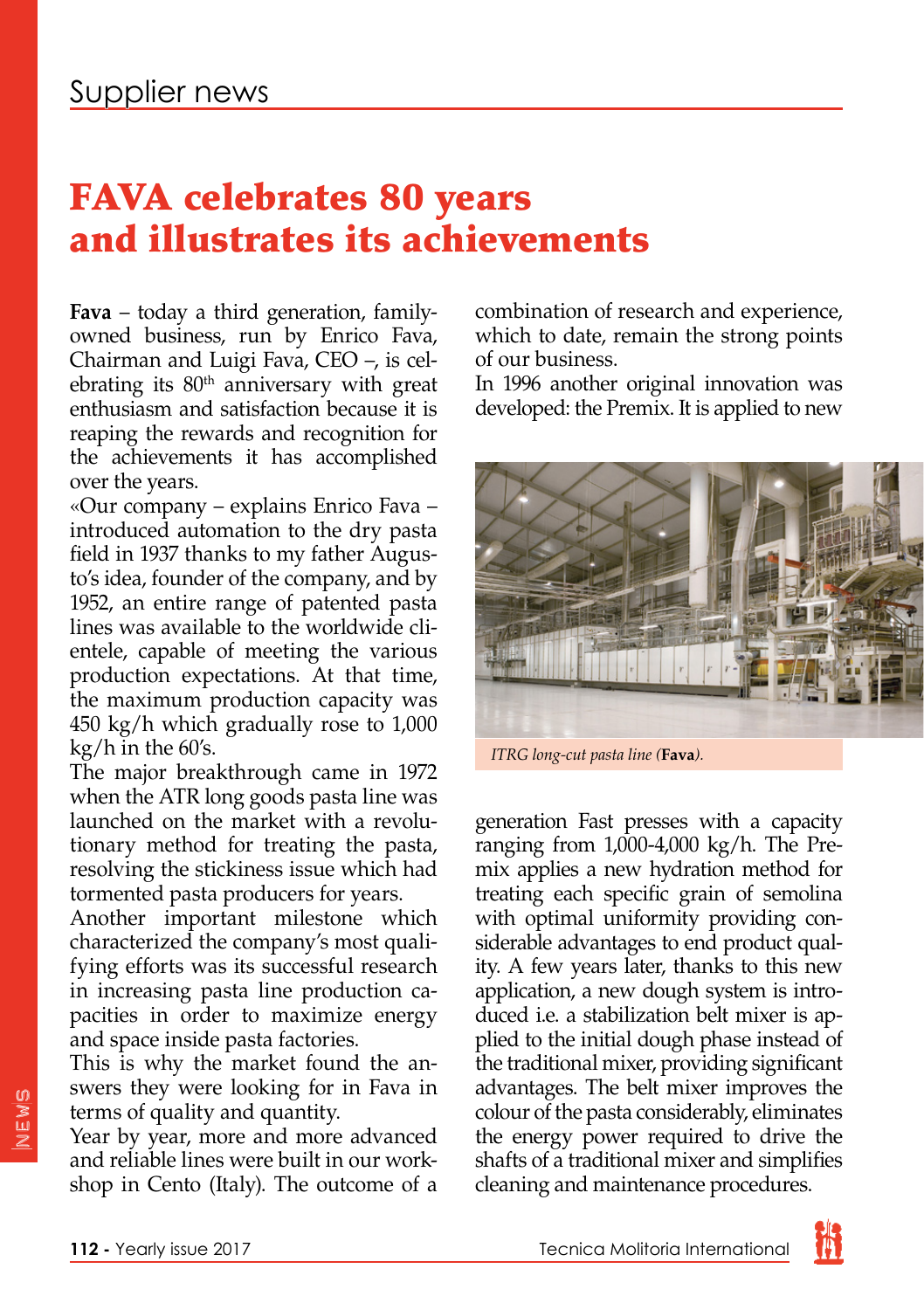# FAVA celebrates 80 years and illustrates its achievements

**Fava** – today a third generation, family-owned business, run by Enrico Fava, Chairman and Luigi Fava, CEO –, is celebrating its 80th anniversary with great enthusiasm and satisfaction because it is reaping the rewards and recognition for the achievements it has accomplished over the years.

«Our company – explains Enrico Fava – introduced automation to the dry pasta field in 1937 thanks to my father Augusto's idea, founder of the company, and by 1952, an entire range of patented pasta lines was available to the worldwide clientele, capable of meeting the various production expectations. At that time, the maximum production capacity was 450 kg/h which gradually rose to 1,000 kg/h in the 60's.

The major breakthrough came in 1972 when the ATR long goods pasta line was launched on the market with a revolutionary method for treating the pasta, resolving the stickiness issue which had tormented pasta producers for years.

Another important milestone which characterized the company's most qualifying efforts was its successful research in increasing pasta line production capacities in order to maximize energy and space inside pasta factories.

This is why the market found the answers they were looking for in Fava in terms of quality and quantity.

Year by year, more and more advanced and reliable lines were built in our workshop in Cento (Italy). The outcome of a combination of research and experience, which to date, remain the strong points of our business.

In 1996 another original innovation was developed: the Premix. It is applied to new generation Fast presses with a capacity ranging from 1,000-4,000 kg/h. The Premix applies a new hydration method for treating each specific grain of semolina with optimal uniformity providing considerable advantages to end product quality. A few years later, thanks to this new application, a new dough system is introduced i.e. a stabilization belt mixer is applied to the initial dough phase instead of the traditional mixer, providing significant advantages. The belt mixer improves the colour of the pasta considerably, eliminates the energy power required to drive the shafts of a traditional mixer and simplifies cleaning and maintenance procedures.

*ITRG long-cut pasta line (**Fava**).*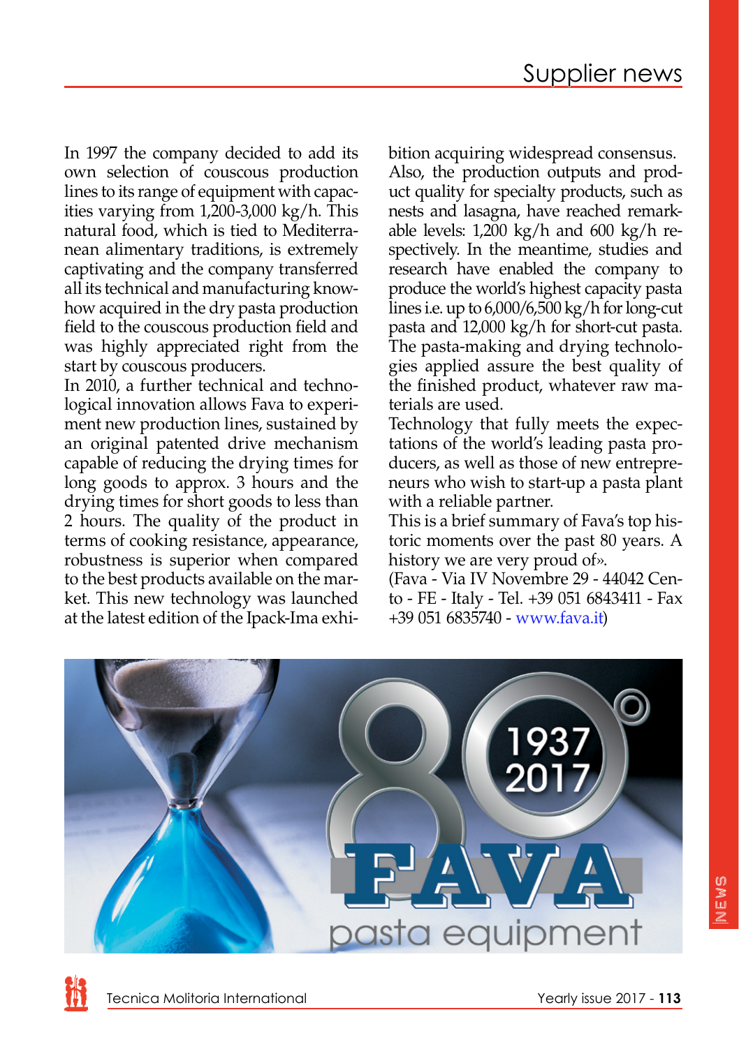In 1997 the company decided to add its own selection of couscous production lines to its range of equipment with capacities varying from 1,200-3,000 kg/h. This natural food, which is tied to Mediterranean alimentary traditions, is extremely captivating and the company transferred all its technical and manufacturing know-how acquired in the dry pasta production field to the couscous production field and was highly appreciated right from the start by couscous producers.

In 2010, a further technical and technological innovation allows Fava to experiment new production lines, sustained by an original patented drive mechanism capable of reducing the drying times for long goods to approx. 3 hours and the drying times for short goods to less than 2 hours. The quality of the product in terms of cooking resistance, appearance, robustness is superior when compared to the best products available on the market. This new technology was launched at the latest edition of the Ipack-Ima exhibition acquiring widespread consensus.

Also, the production outputs and product quality for specialty products, such as nests and lasagna, have reached remarkable levels: 1,200 kg/h and 600 kg/h respectively. In the meantime, studies and research have enabled the company to produce the world's highest capacity pasta lines i.e. up to 6,000/6,500 kg/h for long-cut pasta and 12,000 kg/h for short-cut pasta. The pasta-making and drying technologies applied assure the best quality of the finished product, whatever raw materials are used.

Technology that fully meets the expectations of the world's leading pasta producers, as well as those of new entrepreneurs who wish to start-up a pasta plant with a reliable partner.

This is a brief summary of Fava's top historic moments over the past 80 years. A history we are very proud of».

(Fava - Via IV Novembre 29 - 44042 Cento - FE - Italy - Tel. +39 051 6843411 - Fax +39 051 6835740 - www.fava.it)

80° 1937 2017 FAVA pasta equipment